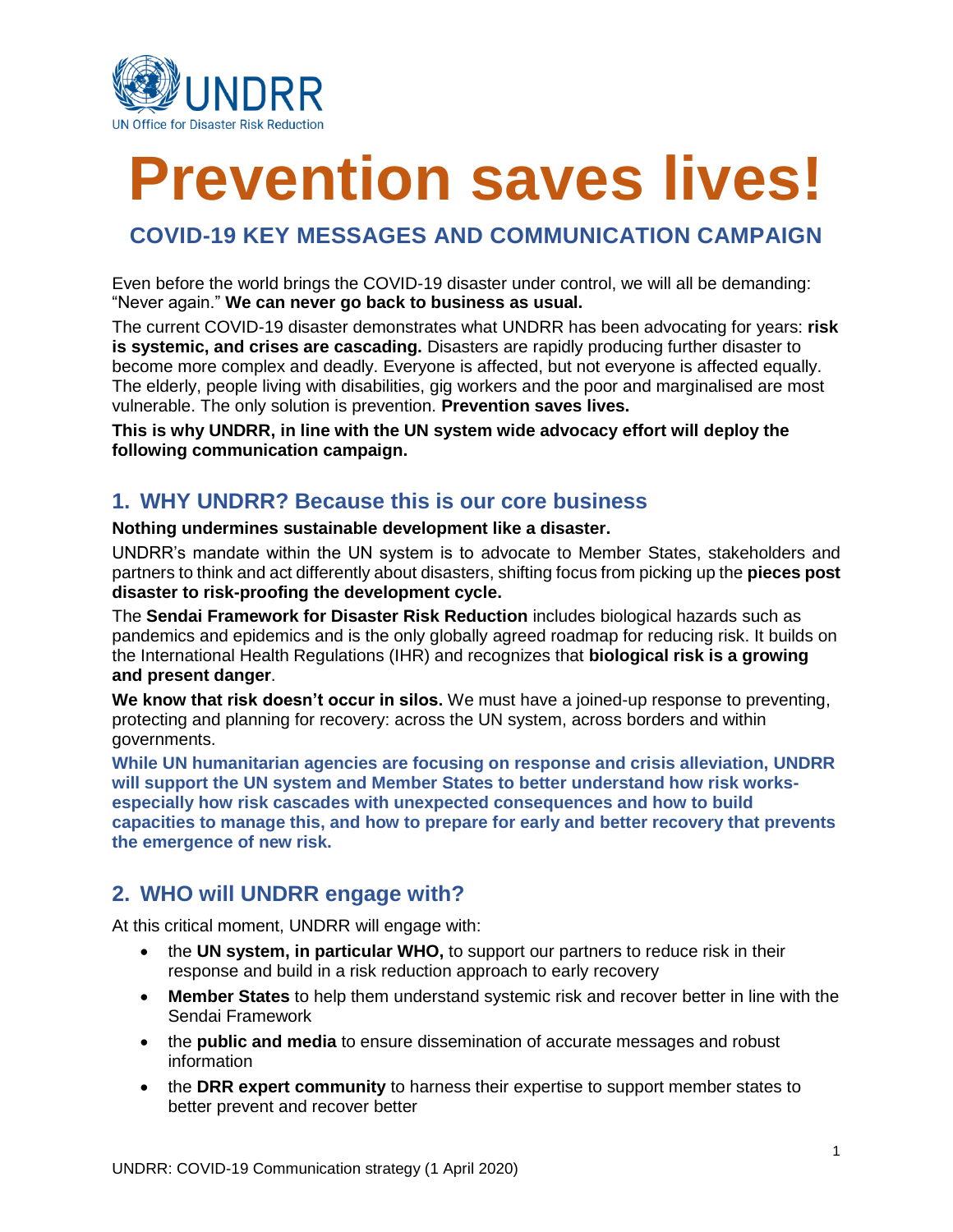UNDRR
UN Office for Disaster Risk Reduction

# Prevention saves lives!

## COVID-19 KEY MESSAGES AND COMMUNICATION CAMPAIGN

Even before the world brings the COVID-19 disaster under control, we will all be demanding: "Never again." **We can never go back to business as usual.**

The current COVID-19 disaster demonstrates what UNDRR has been advocating for years: **risk is systemic, and crises are cascading.** Disasters are rapidly producing further disaster to become more complex and deadly. Everyone is affected, but not everyone is affected equally. The elderly, people living with disabilities, gig workers and the poor and marginalised are most vulnerable. The only solution is prevention. **Prevention saves lives.**

**This is why UNDRR, in line with the UN system wide advocacy effort will deploy the following communication campaign.**

## 1. WHY UNDRR? Because this is our core business

**Nothing undermines sustainable development like a disaster.**

UNDRR's mandate within the UN system is to advocate to Member States, stakeholders and partners to think and act differently about disasters, shifting focus from picking up the **pieces post disaster to risk-proofing the development cycle.**

The **Sendai Framework for Disaster Risk Reduction** includes biological hazards such as pandemics and epidemics and is the only globally agreed roadmap for reducing risk. It builds on the International Health Regulations (IHR) and recognizes that **biological risk is a growing and present danger**.

**We know that risk doesn't occur in silos.** We must have a joined-up response to preventing, protecting and planning for recovery: across the UN system, across borders and within governments.

**While UN humanitarian agencies are focusing on response and crisis alleviation, UNDRR will support the UN system and Member States to better understand how risk works- especially how risk cascades with unexpected consequences and how to build capacities to manage this, and how to prepare for early and better recovery that prevents the emergence of new risk.**

## 2. WHO will UNDRR engage with?

At this critical moment, UNDRR will engage with:

- the **UN system, in particular WHO,** to support our partners to reduce risk in their response and build in a risk reduction approach to early recovery
- **Member States** to help them understand systemic risk and recover better in line with the Sendai Framework
- the **public and media** to ensure dissemination of accurate messages and robust information
- the **DRR expert community** to harness their expertise to support member states to better prevent and recover better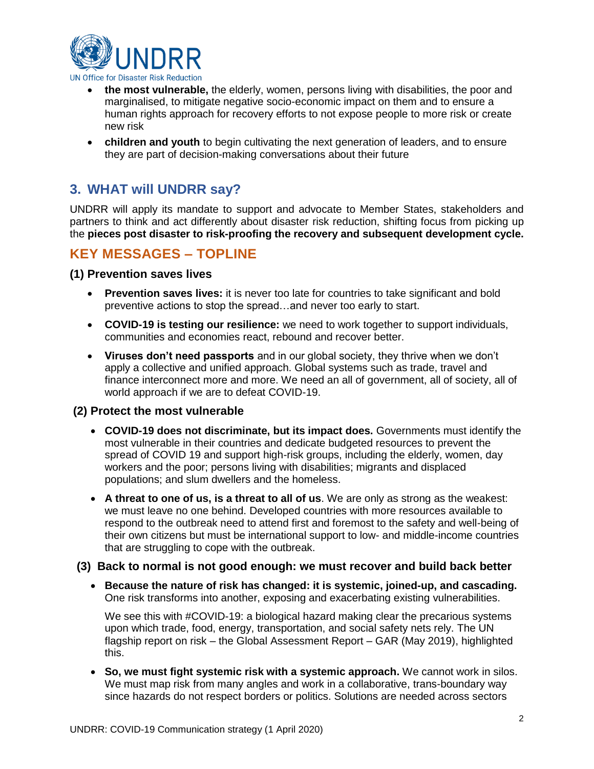- **the most vulnerable,** the elderly, women, persons living with disabilities, the poor and marginalised, to mitigate negative socio-economic impact on them and to ensure a human rights approach for recovery efforts to not expose people to more risk or create new risk
- **children and youth** to begin cultivating the next generation of leaders, and to ensure they are part of decision-making conversations about their future

## 3. WHAT will UNDRR say?

UNDRR will apply its mandate to support and advocate to Member States, stakeholders and partners to think and act differently about disaster risk reduction, shifting focus from picking up the **pieces post disaster to risk-proofing the recovery and subsequent development cycle.**

## KEY MESSAGES – TOPLINE

### (1) Prevention saves lives

- **Prevention saves lives:** it is never too late for countries to take significant and bold preventive actions to stop the spread…and never too early to start.
- **COVID-19 is testing our resilience:** we need to work together to support individuals, communities and economies react, rebound and recover better.
- **Viruses don't need passports** and in our global society, they thrive when we don't apply a collective and unified approach. Global systems such as trade, travel and finance interconnect more and more. We need an all of government, all of society, all of world approach if we are to defeat COVID-19.

### (2) Protect the most vulnerable

- **COVID-19 does not discriminate, but its impact does.** Governments must identify the most vulnerable in their countries and dedicate budgeted resources to prevent the spread of COVID 19 and support high-risk groups, including the elderly, women, day workers and the poor; persons living with disabilities; migrants and displaced populations; and slum dwellers and the homeless.
- **A threat to one of us, is a threat to all of us**. We are only as strong as the weakest: we must leave no one behind. Developed countries with more resources available to respond to the outbreak need to attend first and foremost to the safety and well-being of their own citizens but must be international support to low- and middle-income countries that are struggling to cope with the outbreak.

### (3) Back to normal is not good enough: we must recover and build back better

- **Because the nature of risk has changed: it is systemic, joined-up, and cascading.** One risk transforms into another, exposing and exacerbating existing vulnerabilities.

  We see this with #COVID-19: a biological hazard making clear the precarious systems upon which trade, food, energy, transportation, and social safety nets rely. The UN flagship report on risk – the Global Assessment Report – GAR (May 2019), highlighted this.

- **So, we must fight systemic risk with a systemic approach.** We cannot work in silos. We must map risk from many angles and work in a collaborative, trans-boundary way since hazards do not respect borders or politics. Solutions are needed across sectors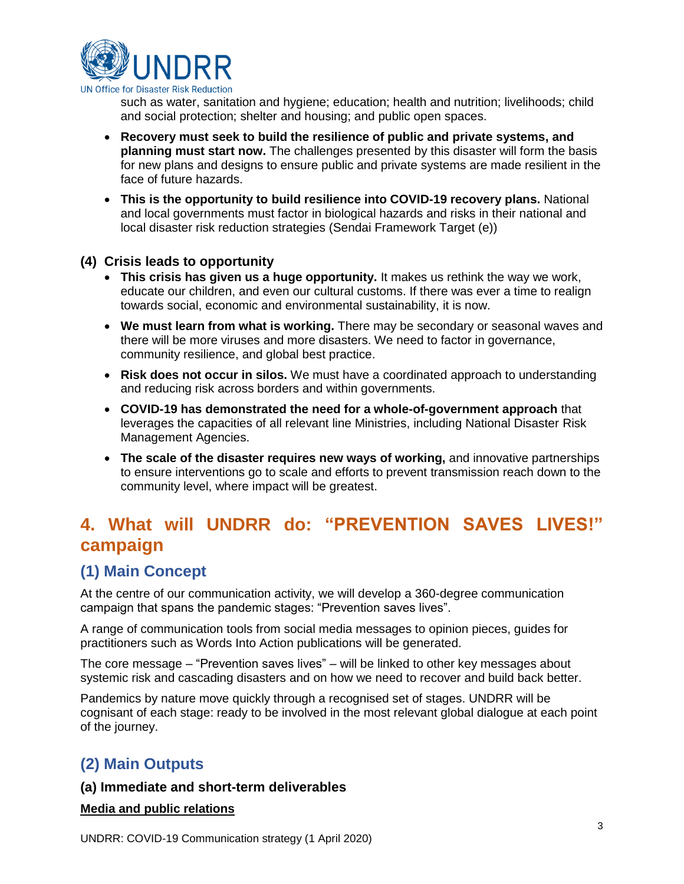such as water, sanitation and hygiene; education; health and nutrition; livelihoods; child and social protection; shelter and housing; and public open spaces.

- **Recovery must seek to build the resilience of public and private systems, and planning must start now.** The challenges presented by this disaster will form the basis for new plans and designs to ensure public and private systems are made resilient in the face of future hazards.
- **This is the opportunity to build resilience into COVID-19 recovery plans.** National and local governments must factor in biological hazards and risks in their national and local disaster risk reduction strategies (Sendai Framework Target (e))

### (4) Crisis leads to opportunity

- **This crisis has given us a huge opportunity.** It makes us rethink the way we work, educate our children, and even our cultural customs. If there was ever a time to realign towards social, economic and environmental sustainability, it is now.
- **We must learn from what is working.** There may be secondary or seasonal waves and there will be more viruses and more disasters. We need to factor in governance, community resilience, and global best practice.
- **Risk does not occur in silos.** We must have a coordinated approach to understanding and reducing risk across borders and within governments.
- **COVID-19 has demonstrated the need for a whole-of-government approach** that leverages the capacities of all relevant line Ministries, including National Disaster Risk Management Agencies.
- **The scale of the disaster requires new ways of working,** and innovative partnerships to ensure interventions go to scale and efforts to prevent transmission reach down to the community level, where impact will be greatest.

## 4. What will UNDRR do: "PREVENTION SAVES LIVES!" campaign

### (1) Main Concept

At the centre of our communication activity, we will develop a 360-degree communication campaign that spans the pandemic stages: "Prevention saves lives".

A range of communication tools from social media messages to opinion pieces, guides for practitioners such as Words Into Action publications will be generated.

The core message – "Prevention saves lives" – will be linked to other key messages about systemic risk and cascading disasters and on how we need to recover and build back better.

Pandemics by nature move quickly through a recognised set of stages. UNDRR will be cognisant of each stage: ready to be involved in the most relevant global dialogue at each point of the journey.

### (2) Main Outputs

#### (a) Immediate and short-term deliverables

**Media and public relations**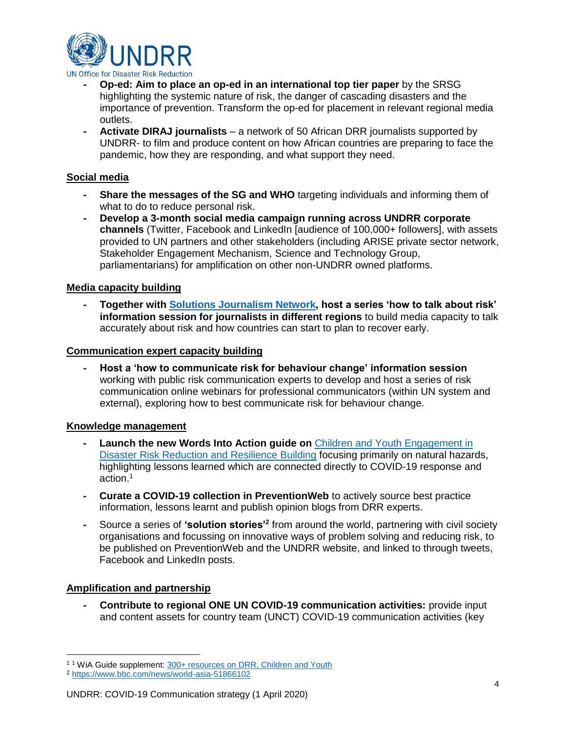- **Op-ed: Aim to place an op-ed in an international top tier paper** by the SRSG highlighting the systemic nature of risk, the danger of cascading disasters and the importance of prevention. Transform the op-ed for placement in relevant regional media outlets.
- **Activate DIRAJ journalists** – a network of 50 African DRR journalists supported by UNDRR- to film and produce content on how African countries are preparing to face the pandemic, how they are responding, and what support they need.

**Social media**

- **Share the messages of the SG and WHO** targeting individuals and informing them of what to do to reduce personal risk.
- **Develop a 3-month social media campaign running across UNDRR corporate channels** (Twitter, Facebook and LinkedIn [audience of 100,000+ followers], with assets provided to UN partners and other stakeholders (including ARISE private sector network, Stakeholder Engagement Mechanism, Science and Technology Group, parliamentarians) for amplification on other non-UNDRR owned platforms.

**Media capacity building**

- **Together with Solutions Journalism Network, host a series 'how to talk about risk' information session for journalists in different regions** to build media capacity to talk accurately about risk and how countries can start to plan to recover early.

**Communication expert capacity building**

- **Host a 'how to communicate risk for behaviour change' information session** working with public risk communication experts to develop and host a series of risk communication online webinars for professional communicators (within UN system and external), exploring how to best communicate risk for behaviour change.

**Knowledge management**

- **Launch the new Words Into Action guide on** Children and Youth Engagement in Disaster Risk Reduction and Resilience Building focusing primarily on natural hazards, highlighting lessons learned which are connected directly to COVID-19 response and action.[1]
- **Curate a COVID-19 collection in PreventionWeb** to actively source best practice information, lessons learnt and publish opinion blogs from DRR experts.
- Source a series of **'solution stories'**[2] from around the world, partnering with civil society organisations and focussing on innovative ways of problem solving and reducing risk, to be published on PreventionWeb and the UNDRR website, and linked to through tweets, Facebook and LinkedIn posts.

**Amplification and partnership**

- **Contribute to regional ONE UN COVID-19 communication activities:** provide input and content assets for country team (UNCT) COVID-19 communication activities (key

---

[1] [1] WiA Guide supplement: 300+ resources on DRR, Children and Youth

[2] https://www.bbc.com/news/world-asia-51866102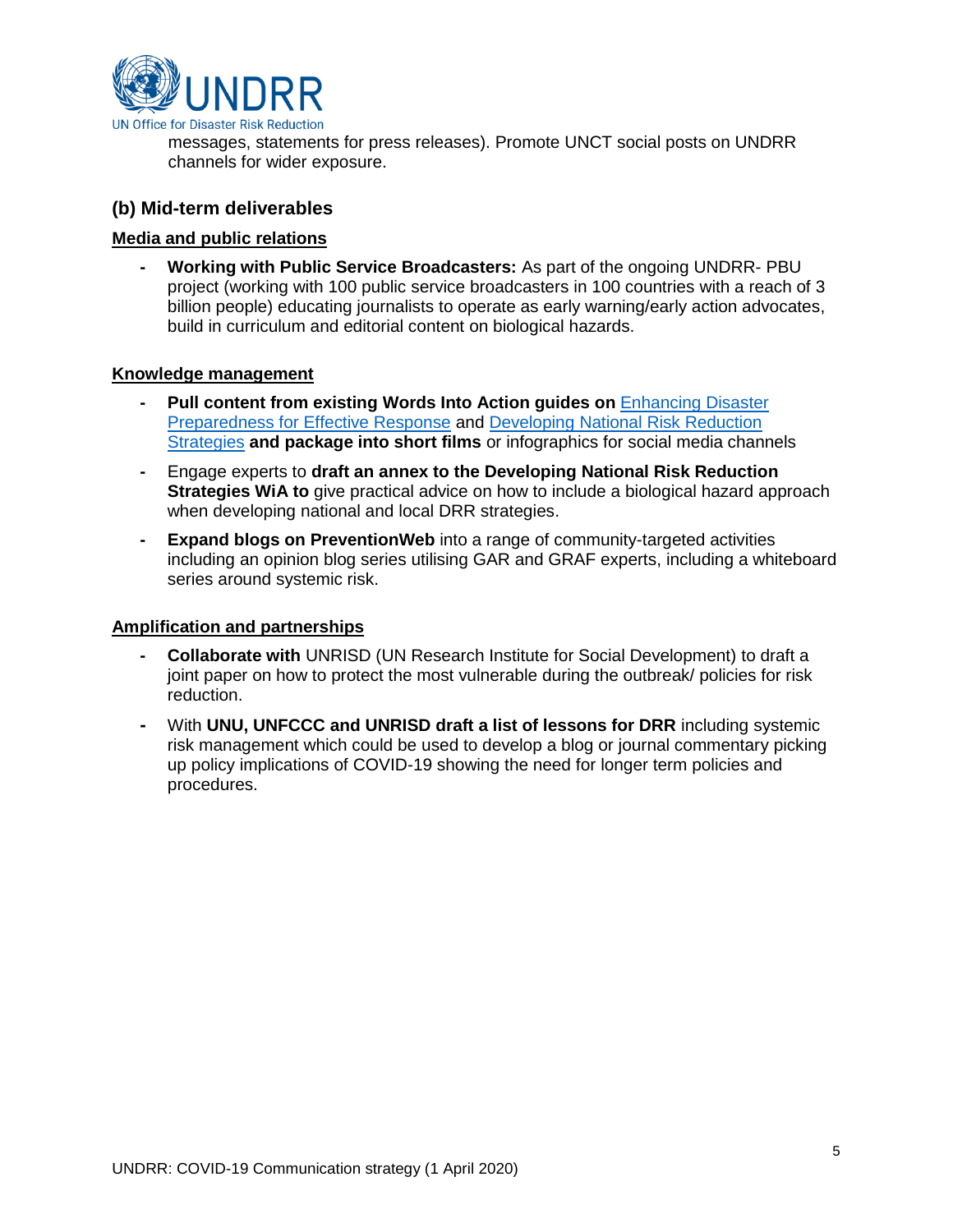messages, statements for press releases). Promote UNCT social posts on UNDRR channels for wider exposure.

## (b) Mid-term deliverables

**Media and public relations**

- **Working with Public Service Broadcasters:** As part of the ongoing UNDRR- PBU project (working with 100 public service broadcasters in 100 countries with a reach of 3 billion people) educating journalists to operate as early warning/early action advocates, build in curriculum and editorial content on biological hazards.

**Knowledge management**

- **Pull content from existing Words Into Action guides on** Enhancing Disaster Preparedness for Effective Response and Developing National Risk Reduction Strategies **and package into short films** or infographics for social media channels
- Engage experts to **draft an annex to the Developing National Risk Reduction Strategies WiA to** give practical advice on how to include a biological hazard approach when developing national and local DRR strategies.
- **Expand blogs on PreventionWeb** into a range of community-targeted activities including an opinion blog series utilising GAR and GRAF experts, including a whiteboard series around systemic risk.

**Amplification and partnerships**

- **Collaborate with** UNRISD (UN Research Institute for Social Development) to draft a joint paper on how to protect the most vulnerable during the outbreak/ policies for risk reduction.
- With **UNU, UNFCCC and UNRISD draft a list of lessons for DRR** including systemic risk management which could be used to develop a blog or journal commentary picking up policy implications of COVID-19 showing the need for longer term policies and procedures.